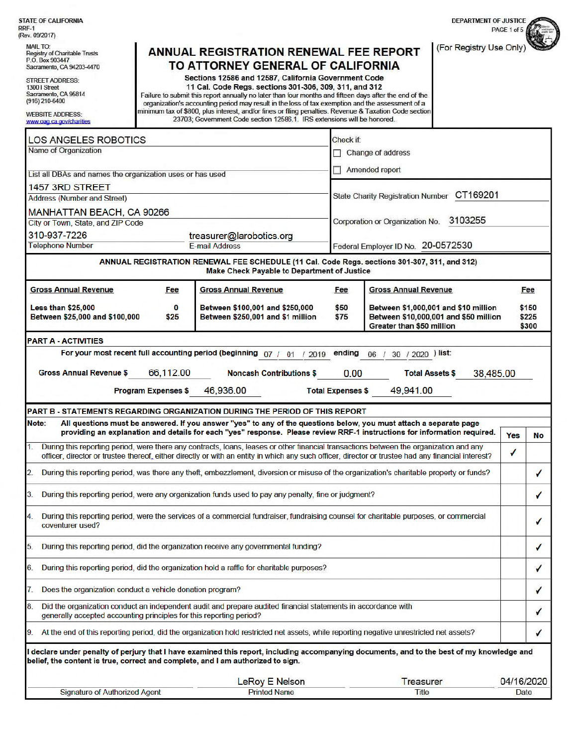STATE OF CALIFORNIA
RRF-1
(Rev. 09/2017)

DEPARTMENT OF JUSTICE

MAIL TO:
Registry of Charitable Trusts
P.O. Box 903447
Sacramento, CA 94203-4470

STREET ADDRESS:
1300 I Street
Sacramento, CA 95814
(916) 210-6400

WEBSITE ADDRESS:
www.oag.ca.gov/charities

# ANNUAL REGISTRATION RENEWAL FEE REPORT TO ATTORNEY GENERAL OF CALIFORNIA

**Sections 12586 and 12587, California Government Code**
**11 Cal. Code Regs. sections 301-306, 309, 311, and 312**

Failure to submit this report annually no later than four months and fifteen days after the end of the organization's accounting period may result in the loss of tax exemption and the assessment of a minimum tax of $800, plus interest, and/or fines or filing penalties. Revenue & Taxation Code section 23703; Government Code section 12586.1. IRS extensions will be honored.

(For Registry Use Only)

| | |
|---|---|
| Name of Organization: LOS ANGELES ROBOTICS | Check if: ☐ Change of address ☐ Amended report |
| List all DBAs and names the organization uses or has used: | |
| Address (Number and Street): 1457 3RD STREET | State Charity Registration Number: CT169201 |
| City or Town, State, and ZIP Code: MANHATTAN BEACH, CA 90266 | Corporation or Organization No. 3103255 |
| Telephone Number: 310-937-7226 &nbsp;&nbsp; E-mail Address: treasurer@larobotics.org | Federal Employer ID No. 20-0572530 |

**ANNUAL REGISTRATION RENEWAL FEE SCHEDULE (11 Cal. Code Regs. sections 301-307, 311, and 312)**
**Make Check Payable to Department of Justice**

| Gross Annual Revenue | Fee | Gross Annual Revenue | Fee | Gross Annual Revenue | Fee |
|---|---|---|---|---|---|
| Less than $25,000 | 0 | Between $100,001 and $250,000 | $50 | Between $1,000,001 and $10 million | $150 |
| Between $25,000 and $100,000 | $25 | Between $250,001 and $1 million | $75 | Between $10,000,001 and $50 million | $225 |
| | | | | Greater than $50 million | $300 |

## PART A - ACTIVITIES

For your most recent full accounting period (beginning 07 / 01 / 2019 ending 06 / 30 / 2020 ) list:

Gross Annual Revenue $ 66,112.00 &nbsp;&nbsp; Noncash Contributions $ 0.00 &nbsp;&nbsp; Total Assets $ 38,485.00

Program Expenses $ 46,936.00 &nbsp;&nbsp; Total Expenses $ 49,941.00

## PART B - STATEMENTS REGARDING ORGANIZATION DURING THE PERIOD OF THIS REPORT

**Note: All questions must be answered. If you answer "yes" to any of the questions below, you must attach a separate page providing an explanation and details for each "yes" response. Please review RRF-1 instructions for information required.**

| | Yes | No |
|---|---|---|
| 1. During this reporting period, were there any contracts, loans, leases or other financial transactions between the organization and any officer, director or trustee thereof, either directly or with an entity in which any such officer, director or trustee had any financial interest? | ✓ | |
| 2. During this reporting period, was there any theft, embezzlement, diversion or misuse of the organization's charitable property or funds? | | ✓ |
| 3. During this reporting period, were any organization funds used to pay any penalty, fine or judgment? | | ✓ |
| 4. During this reporting period, were the services of a commercial fundraiser, fundraising counsel for charitable purposes, or commercial coventurer used? | | ✓ |
| 5. During this reporting period, did the organization receive any governmental funding? | | ✓ |
| 6. During this reporting period, did the organization hold a raffle for charitable purposes? | | ✓ |
| 7. Does the organization conduct a vehicle donation program? | | ✓ |
| 8. Did the organization conduct an independent audit and prepare audited financial statements in accordance with generally accepted accounting principles for this reporting period? | | ✓ |
| 9. At the end of this reporting period, did the organization hold restricted net assets, while reporting negative unrestricted net assets? | | ✓ |

**I declare under penalty of perjury that I have examined this report, including accompanying documents, and to the best of my knowledge and belief, the content is true, correct and complete, and I am authorized to sign.**

| Signature of Authorized Agent | Printed Name | Title | Date |
|---|---|---|---|
| | LeRoy E Nelson | Treasurer | 04/16/2020 |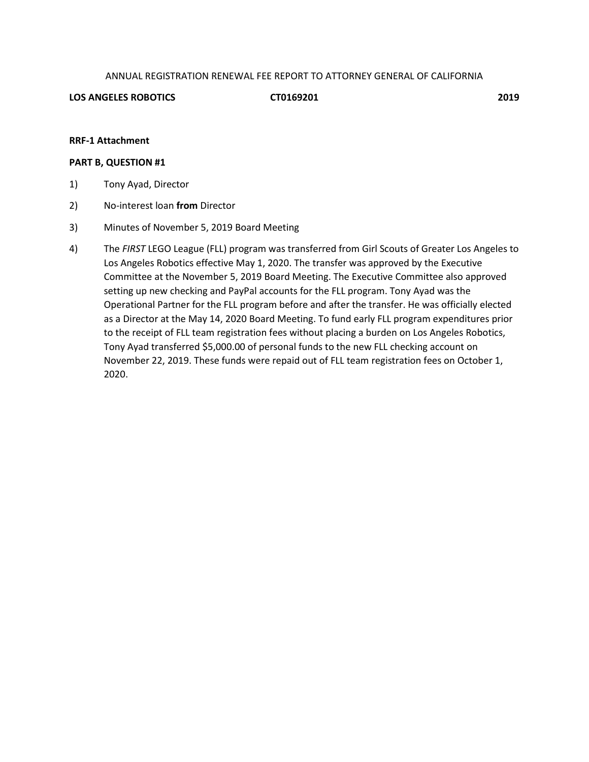ANNUAL REGISTRATION RENEWAL FEE REPORT TO ATTORNEY GENERAL OF CALIFORNIA

**LOS ANGELES ROBOTICS** **CT0169201** **2019**

**RRF-1 Attachment**

**PART B, QUESTION #1**

1) Tony Ayad, Director

2) No-interest loan **from** Director

3) Minutes of November 5, 2019 Board Meeting

4) The *FIRST* LEGO League (FLL) program was transferred from Girl Scouts of Greater Los Angeles to Los Angeles Robotics effective May 1, 2020. The transfer was approved by the Executive Committee at the November 5, 2019 Board Meeting. The Executive Committee also approved setting up new checking and PayPal accounts for the FLL program. Tony Ayad was the Operational Partner for the FLL program before and after the transfer. He was officially elected as a Director at the May 14, 2020 Board Meeting. To fund early FLL program expenditures prior to the receipt of FLL team registration fees without placing a burden on Los Angeles Robotics, Tony Ayad transferred $5,000.00 of personal funds to the new FLL checking account on November 22, 2019. These funds were repaid out of FLL team registration fees on October 1, 2020.